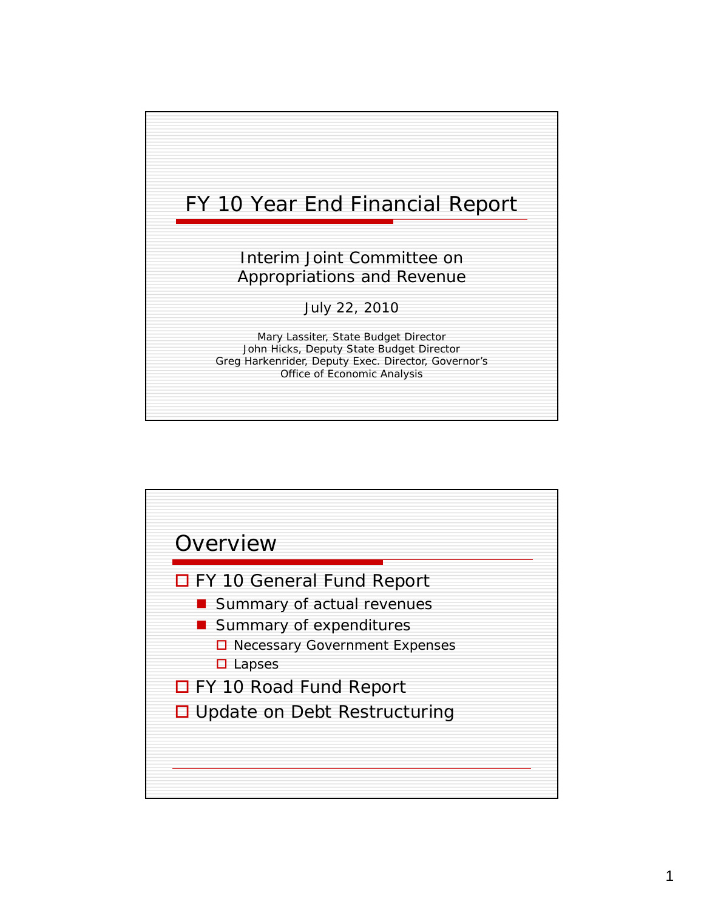# FY 10 Year End Financial Report

Interim Joint Committee on Appropriations and Revenue

July 22, 2010

Mary Lassiter, State Budget Director
John Hicks, Deputy State Budget Director
Greg Harkenrider, Deputy Exec. Director, Governor's Office of Economic Analysis

## Overview

- FY 10 General Fund Report
  - Summary of actual revenues
  - Summary of expenditures
    - Necessary Government Expenses
    - Lapses
- FY 10 Road Fund Report
- Update on Debt Restructuring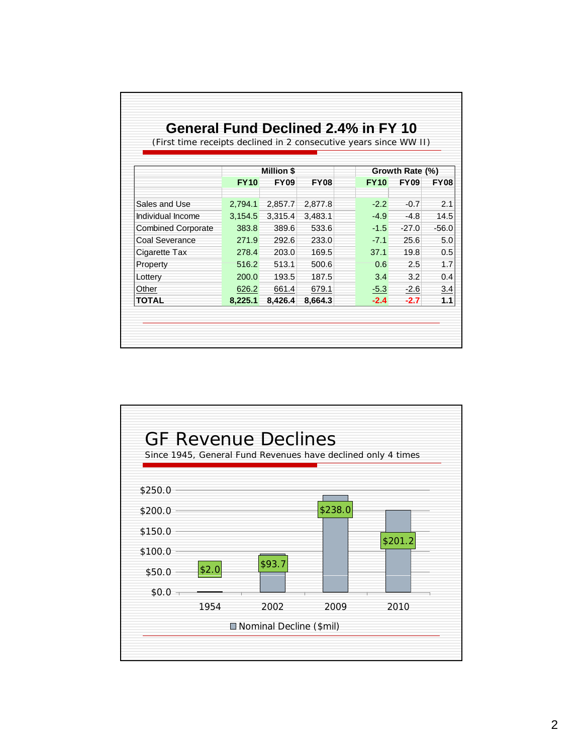## General Fund Declined 2.4% in FY 10

(First time receipts declined in 2 consecutive years since WW II)

| | Million $ | | | Growth Rate (%) | | |
|---|---|---|---|---|---|---|
| | **FY10** | **FY09** | **FY08** | **FY10** | **FY09** | **FY08** |
| Sales and Use | 2,794.1 | 2,857.7 | 2,877.8 | -2.2 | -0.7 | 2.1 |
| Individual Income | 3,154.5 | 3,315.4 | 3,483.1 | -4.9 | -4.8 | 14.5 |
| Combined Corporate | 383.8 | 389.6 | 533.6 | -1.5 | -27.0 | -56.0 |
| Coal Severance | 271.9 | 292.6 | 233.0 | -7.1 | 25.6 | 5.0 |
| Cigarette Tax | 278.4 | 203.0 | 169.5 | 37.1 | 19.8 | 0.5 |
| Property | 516.2 | 513.1 | 500.6 | 0.6 | 2.5 | 1.7 |
| Lottery | 200.0 | 193.5 | 187.5 | 3.4 | 3.2 | 0.4 |
| Other | 626.2 | 661.4 | 679.1 | -5.3 | -2.6 | 3.4 |
| **TOTAL** | **8,225.1** | **8,426.4** | **8,664.3** | **-2.4** | **-2.7** | **1.1** |

## GF Revenue Declines

Since 1945, General Fund Revenues have declined only 4 times

| Year | Nominal Decline ($mil) |
|---|---|
| 1954 | $2.0 |
| 2002 | $93.7 |
| 2009 | $238.0 |
| 2010 | $201.2 |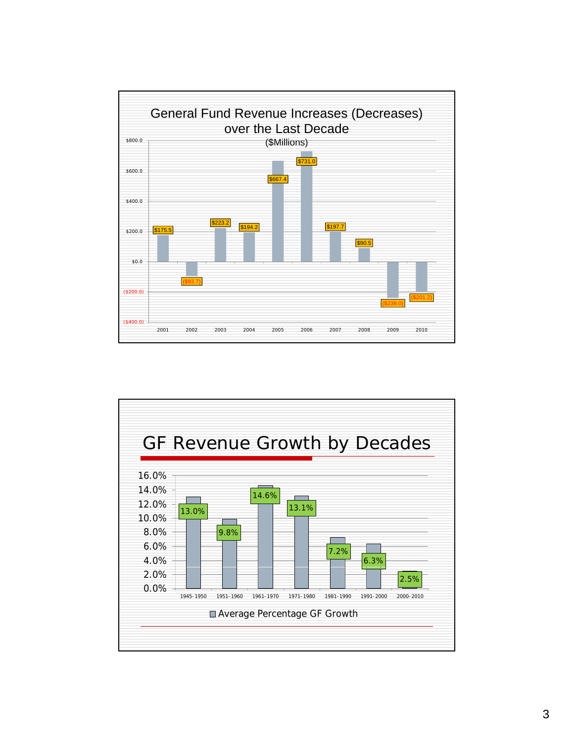## General Fund Revenue Increases (Decreases) over the Last Decade

($Millions)

| Year | Amount |
|---|---|
| 2001 | $175.5 |
| 2002 | ($93.7) |
| 2003 | $223.2 |
| 2004 | $194.2 |
| 2005 | $667.4 |
| 2006 | $731.0 |
| 2007 | $197.7 |
| 2008 | $90.5 |
| 2009 | ($238.0) |
| 2010 | ($201.2) |

## GF Revenue Growth by Decades

| Decade | Average Percentage GF Growth |
|---|---|
| 1945-1950 | 13.0% |
| 1951-1960 | 9.8% |
| 1961-1970 | 14.6% |
| 1971-1980 | 13.1% |
| 1981-1990 | 7.2% |
| 1991-2000 | 6.3% |
| 2000-2010 | 2.5% |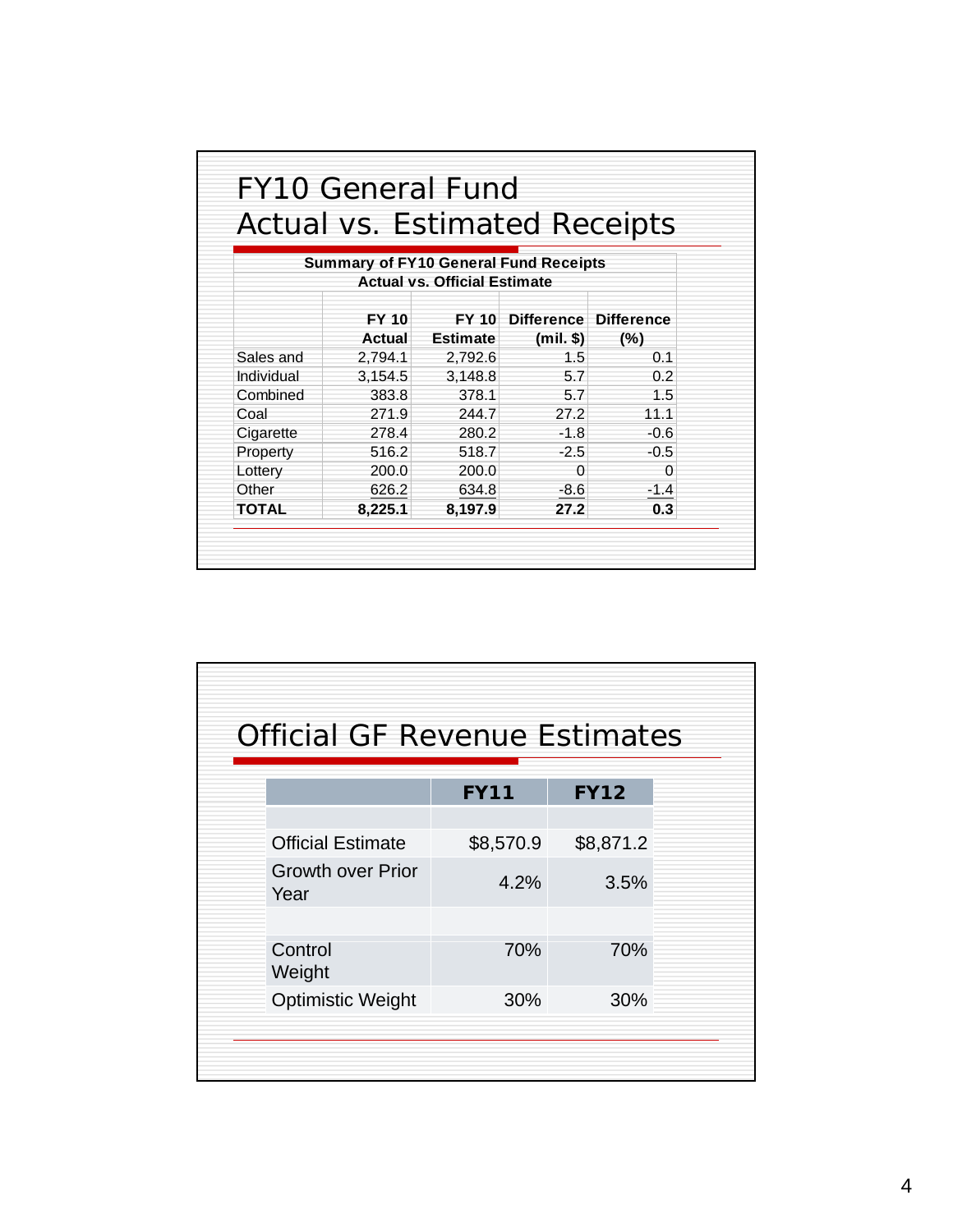# FY10 General Fund Actual vs. Estimated Receipts

**Summary of FY10 General Fund Receipts**
**Actual vs. Official Estimate**

| | FY 10 Actual | FY 10 Estimate | Difference (mil. $) | Difference (%) |
|---|---|---|---|---|
| Sales and | 2,794.1 | 2,792.6 | 1.5 | 0.1 |
| Individual | 3,154.5 | 3,148.8 | 5.7 | 0.2 |
| Combined | 383.8 | 378.1 | 5.7 | 1.5 |
| Coal | 271.9 | 244.7 | 27.2 | 11.1 |
| Cigarette | 278.4 | 280.2 | -1.8 | -0.6 |
| Property | 516.2 | 518.7 | -2.5 | -0.5 |
| Lottery | 200.0 | 200.0 | 0 | 0 |
| Other | 626.2 | 634.8 | -8.6 | -1.4 |
| **TOTAL** | **8,225.1** | **8,197.9** | **27.2** | **0.3** |

# Official GF Revenue Estimates

| | **FY11** | **FY12** |
|---|---|---|
| | | |
| Official Estimate | $8,570.9 | $8,871.2 |
| Growth over Prior Year | 4.2% | 3.5% |
| | | |
| Control Weight | 70% | 70% |
| Optimistic Weight | 30% | 30% |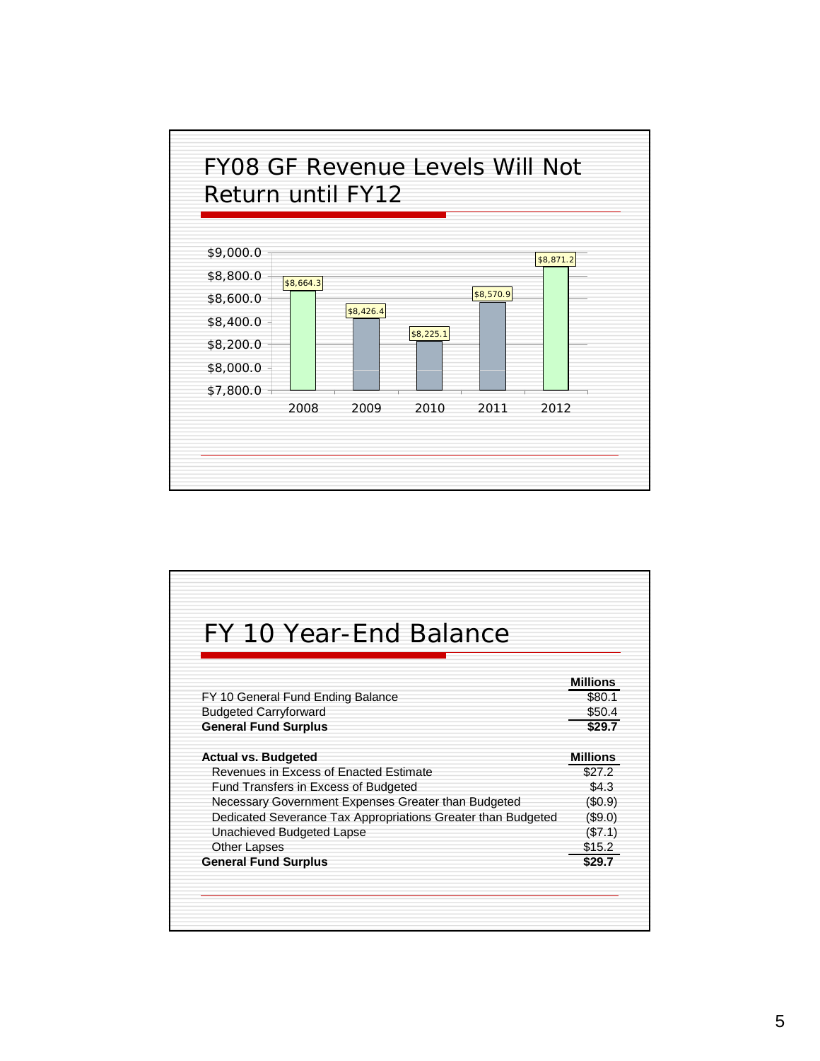## FY08 GF Revenue Levels Will Not Return until FY12

| Year | GF Revenue |
|---|---|
| 2008 | $8,664.3 |
| 2009 | $8,426.4 |
| 2010 | $8,225.1 |
| 2011 | $8,570.9 |
| 2012 | $8,871.2 |

## FY 10 Year-End Balance

| | Millions |
|---|---|
| FY 10 General Fund Ending Balance | $80.1 |
| Budgeted Carryforward | $50.4 |
| **General Fund Surplus** | **$29.7** |

| **Actual vs. Budgeted** | **Millions** |
|---|---|
| Revenues in Excess of Enacted Estimate | $27.2 |
| Fund Transfers in Excess of Budgeted | $4.3 |
| Necessary Government Expenses Greater than Budgeted | ($0.9) |
| Dedicated Severance Tax Appropriations Greater than Budgeted | ($9.0) |
| Unachieved Budgeted Lapse | ($7.1) |
| Other Lapses | $15.2 |
| **General Fund Surplus** | **$29.7** |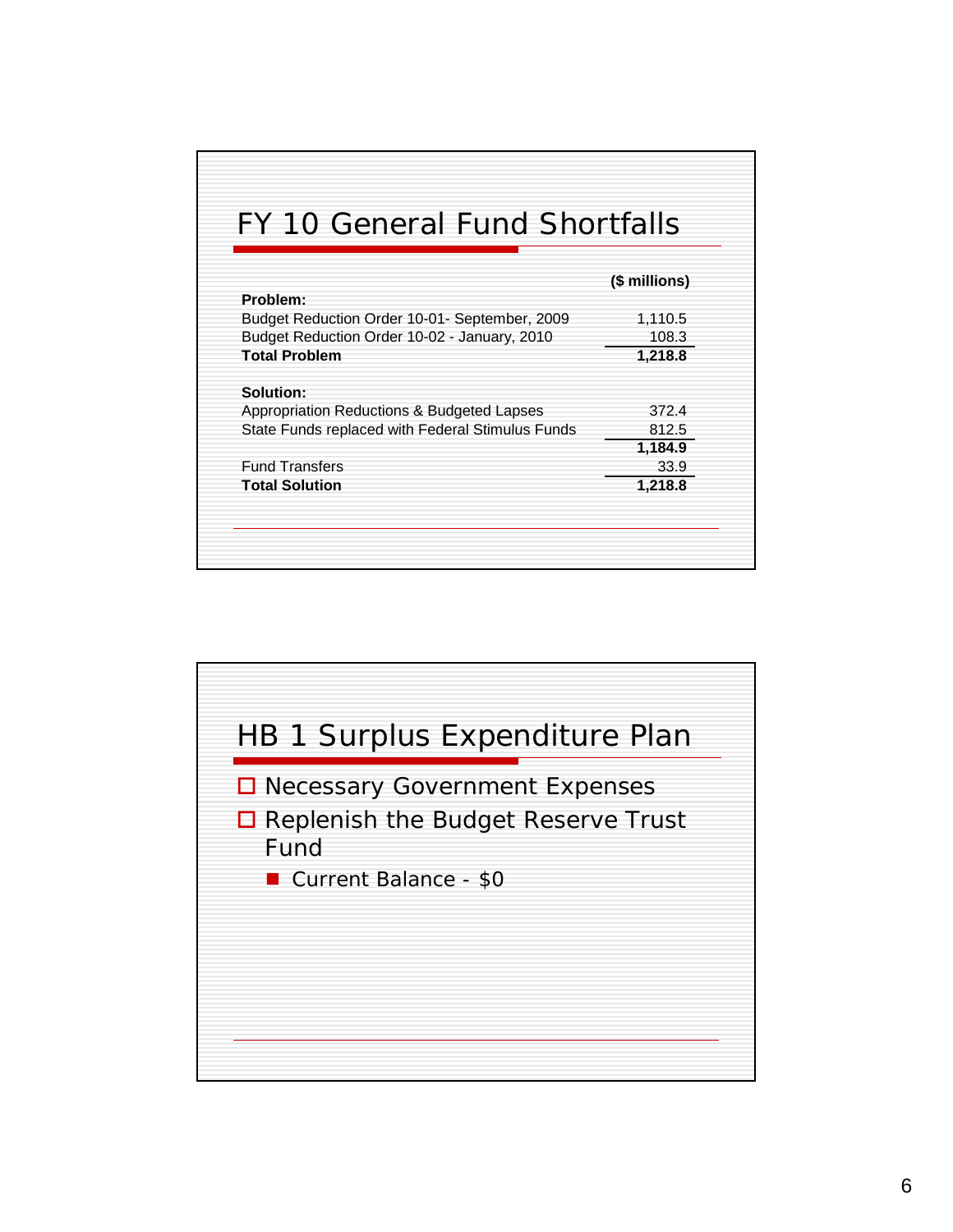## FY 10 General Fund Shortfalls

| | ($ millions) |
|---|---|
| **Problem:** | |
| Budget Reduction Order 10-01- September, 2009 | 1,110.5 |
| Budget Reduction Order 10-02 - January, 2010 | 108.3 |
| **Total Problem** | **1,218.8** |
| | |
| **Solution:** | |
| Appropriation Reductions & Budgeted Lapses | 372.4 |
| State Funds replaced with Federal Stimulus Funds | 812.5 |
| | **1,184.9** |
| Fund Transfers | 33.9 |
| **Total Solution** | **1,218.8** |

## HB 1 Surplus Expenditure Plan

- Necessary Government Expenses
- Replenish the Budget Reserve Trust Fund
  - Current Balance - $0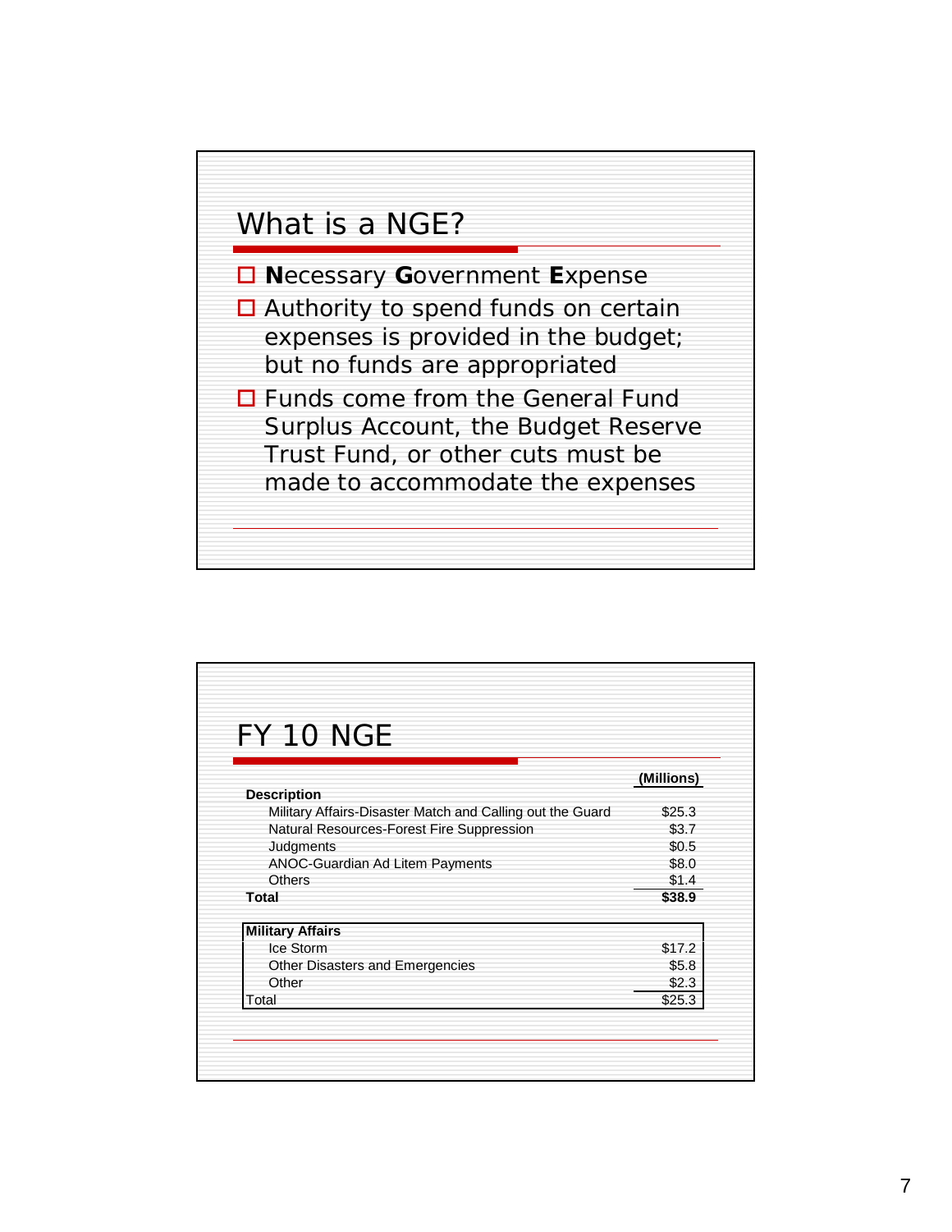## What is a NGE?

- **N**ecessary **G**overnment **E**xpense
- Authority to spend funds on certain expenses is provided in the budget; but no funds are appropriated
- Funds come from the General Fund Surplus Account, the Budget Reserve Trust Fund, or other cuts must be made to accommodate the expenses

## FY 10 NGE

| Description | (Millions) |
| --- | --- |
| Military Affairs-Disaster Match and Calling out the Guard | $25.3 |
| Natural Resources-Forest Fire Suppression | $3.7 |
| Judgments | $0.5 |
| ANOC-Guardian Ad Litem Payments | $8.0 |
| Others | $1.4 |
| **Total** | **$38.9** |

| **Military Affairs** | |
| --- | --- |
| Ice Storm | $17.2 |
| Other Disasters and Emergencies | $5.8 |
| Other | $2.3 |
| Total | $25.3 |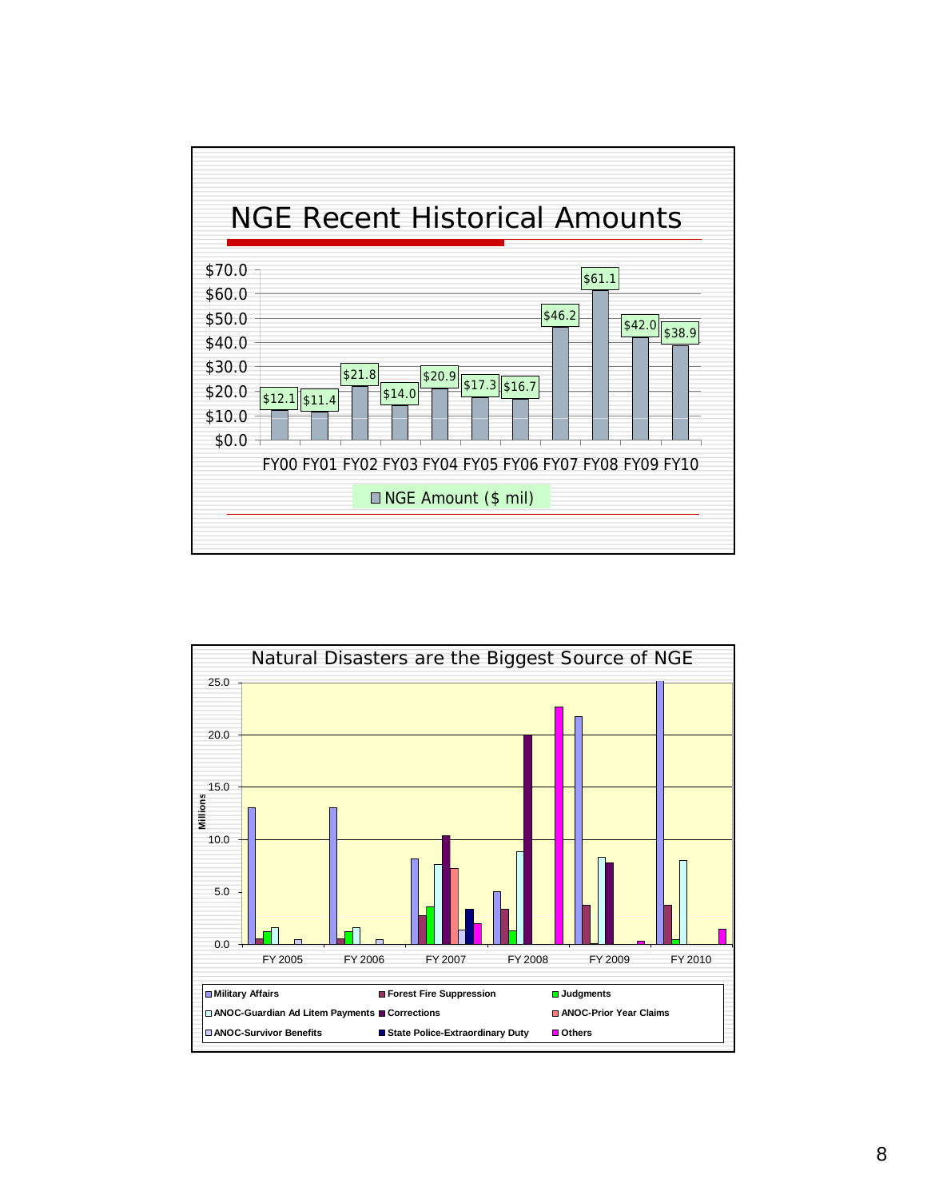## NGE Recent Historical Amounts

| Fiscal Year | NGE Amount ($ mil) |
|---|---|
| FY00 | $12.1 |
| FY01 | $11.4 |
| FY02 | $21.8 |
| FY03 | $14.0 |
| FY04 | $20.9 |
| FY05 | $17.3 |
| FY06 | $16.7 |
| FY07 | $46.2 |
| FY08 | $61.1 |
| FY09 | $42.0 |
| FY10 | $38.9 |

## Natural Disasters are the Biggest Source of NGE

Millions (axis 0.0–25.0), FY 2005 – FY 2010

Legend: Military Affairs; Forest Fire Suppression; Judgments; ANOC-Guardian Ad Litem Payments; Corrections; ANOC-Prior Year Claims; ANOC-Survivor Benefits; State Police-Extraordinary Duty; Others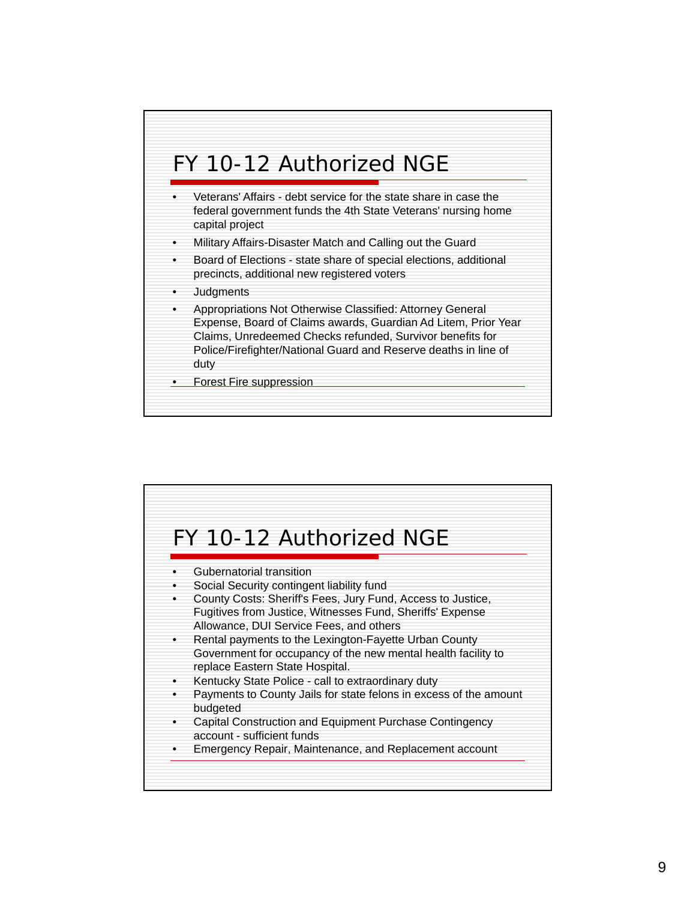## FY 10-12 Authorized NGE

- Veterans' Affairs - debt service for the state share in case the federal government funds the 4th State Veterans' nursing home capital project
- Military Affairs-Disaster Match and Calling out the Guard
- Board of Elections - state share of special elections, additional precincts, additional new registered voters
- Judgments
- Appropriations Not Otherwise Classified: Attorney General Expense, Board of Claims awards, Guardian Ad Litem, Prior Year Claims, Unredeemed Checks refunded, Survivor benefits for Police/Firefighter/National Guard and Reserve deaths in line of duty
- Forest Fire suppression

## FY 10-12 Authorized NGE

- Gubernatorial transition
- Social Security contingent liability fund
- County Costs: Sheriff's Fees, Jury Fund, Access to Justice, Fugitives from Justice, Witnesses Fund, Sheriffs' Expense Allowance, DUI Service Fees, and others
- Rental payments to the Lexington-Fayette Urban County Government for occupancy of the new mental health facility to replace Eastern State Hospital.
- Kentucky State Police - call to extraordinary duty
- Payments to County Jails for state felons in excess of the amount budgeted
- Capital Construction and Equipment Purchase Contingency account - sufficient funds
- Emergency Repair, Maintenance, and Replacement account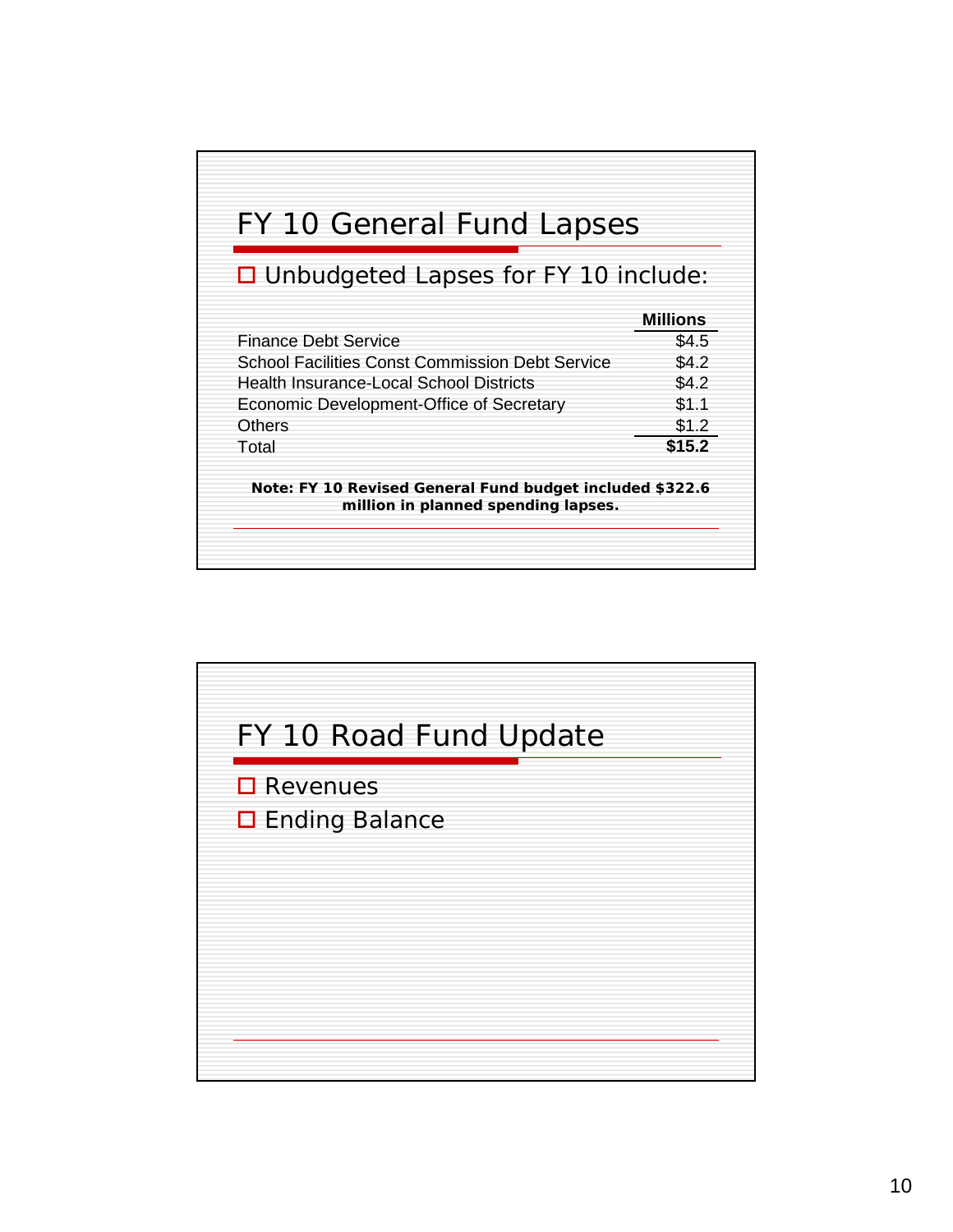## FY 10 General Fund Lapses

- Unbudgeted Lapses for FY 10 include:

| | Millions |
|---|---|
| Finance Debt Service | $4.5 |
| School Facilities Const Commission Debt Service | $4.2 |
| Health Insurance-Local School Districts | $4.2 |
| Economic Development-Office of Secretary | $1.1 |
| Others | $1.2 |
| Total | **$15.2** |

**Note: FY 10 Revised General Fund budget included $322.6 million in planned spending lapses.**

## FY 10 Road Fund Update

- Revenues
- Ending Balance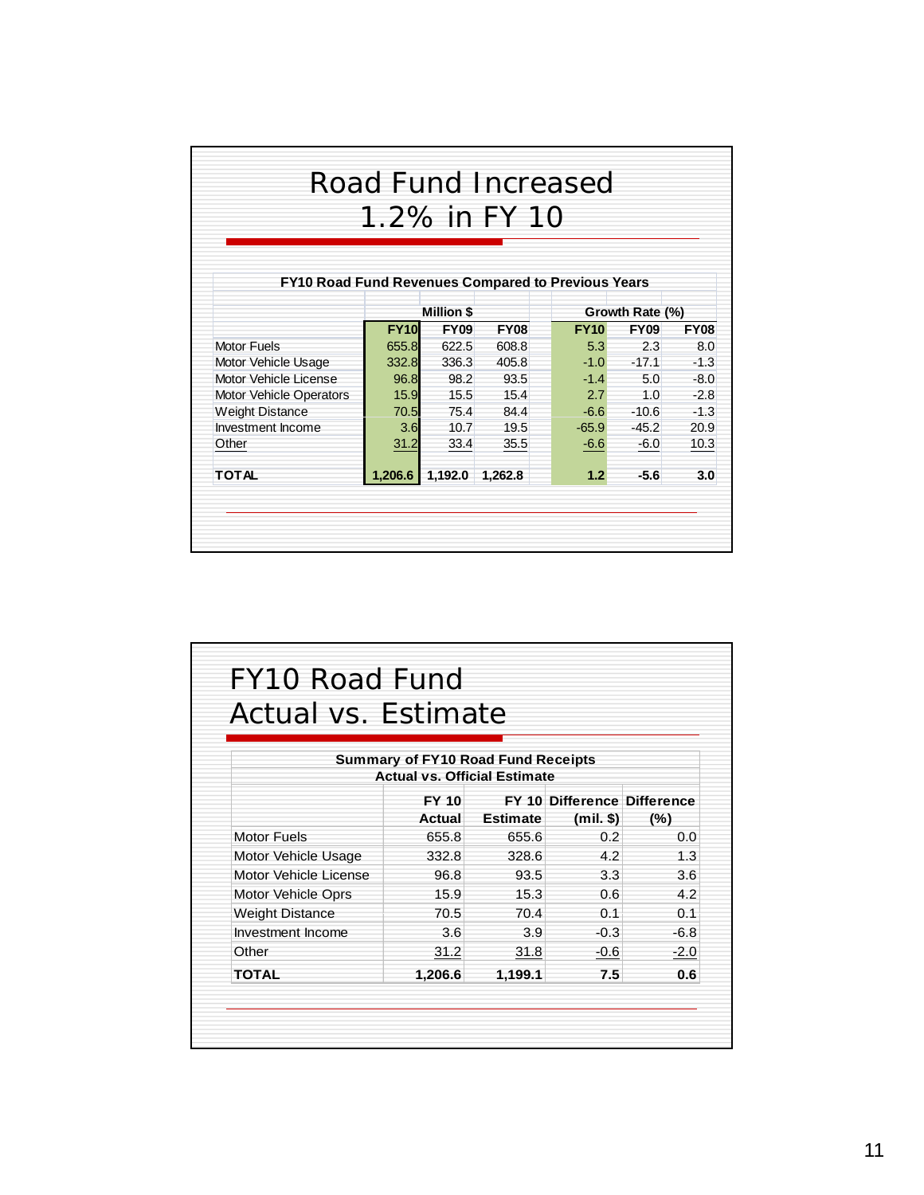## Road Fund Increased 1.2% in FY 10

**FY10 Road Fund Revenues Compared to Previous Years**

| | Million $ | | | Growth Rate (%) | | |
|---|---|---|---|---|---|---|
| | **FY10** | **FY09** | **FY08** | **FY10** | **FY09** | **FY08** |
| Motor Fuels | 655.8 | 622.5 | 608.8 | 5.3 | 2.3 | 8.0 |
| Motor Vehicle Usage | 332.8 | 336.3 | 405.8 | -1.0 | -17.1 | -1.3 |
| Motor Vehicle License | 96.8 | 98.2 | 93.5 | -1.4 | 5.0 | -8.0 |
| Motor Vehicle Operators | 15.9 | 15.5 | 15.4 | 2.7 | 1.0 | -2.8 |
| Weight Distance | 70.5 | 75.4 | 84.4 | -6.6 | -10.6 | -1.3 |
| Investment Income | 3.6 | 10.7 | 19.5 | -65.9 | -45.2 | 20.9 |
| Other | 31.2 | 33.4 | 35.5 | -6.6 | -6.0 | 10.3 |
| **TOTAL** | **1,206.6** | **1,192.0** | **1,262.8** | **1.2** | **-5.6** | **3.0** |

## FY10 Road Fund Actual vs. Estimate

**Summary of FY10 Road Fund Receipts**
**Actual vs. Official Estimate**

| | FY 10 Actual | FY 10 Estimate | Difference (mil. $) | Difference (%) |
|---|---|---|---|---|
| Motor Fuels | 655.8 | 655.6 | 0.2 | 0.0 |
| Motor Vehicle Usage | 332.8 | 328.6 | 4.2 | 1.3 |
| Motor Vehicle License | 96.8 | 93.5 | 3.3 | 3.6 |
| Motor Vehicle Oprs | 15.9 | 15.3 | 0.6 | 4.2 |
| Weight Distance | 70.5 | 70.4 | 0.1 | 0.1 |
| Investment Income | 3.6 | 3.9 | -0.3 | -6.8 |
| Other | 31.2 | 31.8 | -0.6 | -2.0 |
| **TOTAL** | **1,206.6** | **1,199.1** | **7.5** | **0.6** |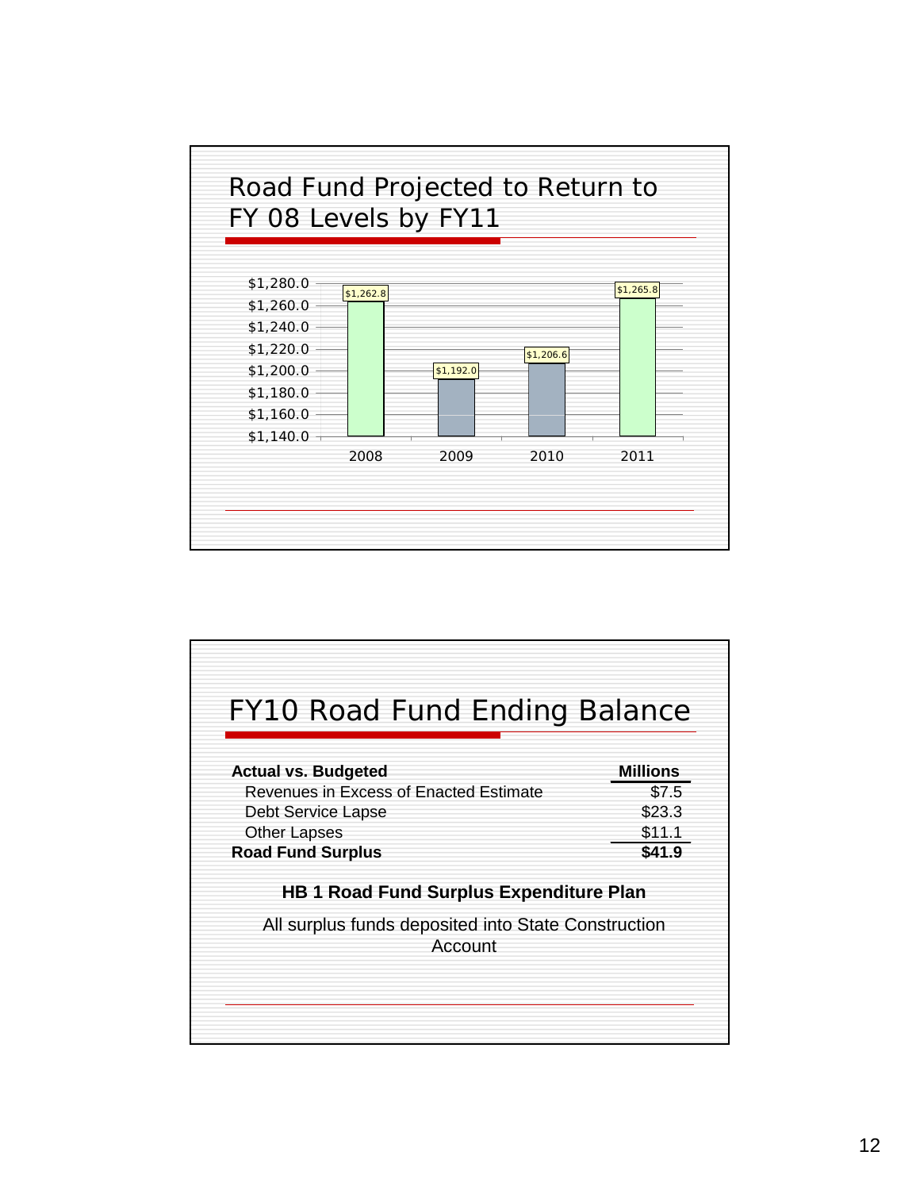## Road Fund Projected to Return to FY 08 Levels by FY11

| Year | Road Fund (Millions) |
|---|---|
| 2008 | $1,262.8 |
| 2009 | $1,192.0 |
| 2010 | $1,206.6 |
| 2011 | $1,265.8 |

## FY10 Road Fund Ending Balance

| **Actual vs. Budgeted** | **Millions** |
|---|---|
| Revenues in Excess of Enacted Estimate | $7.5 |
| Debt Service Lapse | $23.3 |
| Other Lapses | $11.1 |
| **Road Fund Surplus** | **$41.9** |

**HB 1 Road Fund Surplus Expenditure Plan**

All surplus funds deposited into State Construction Account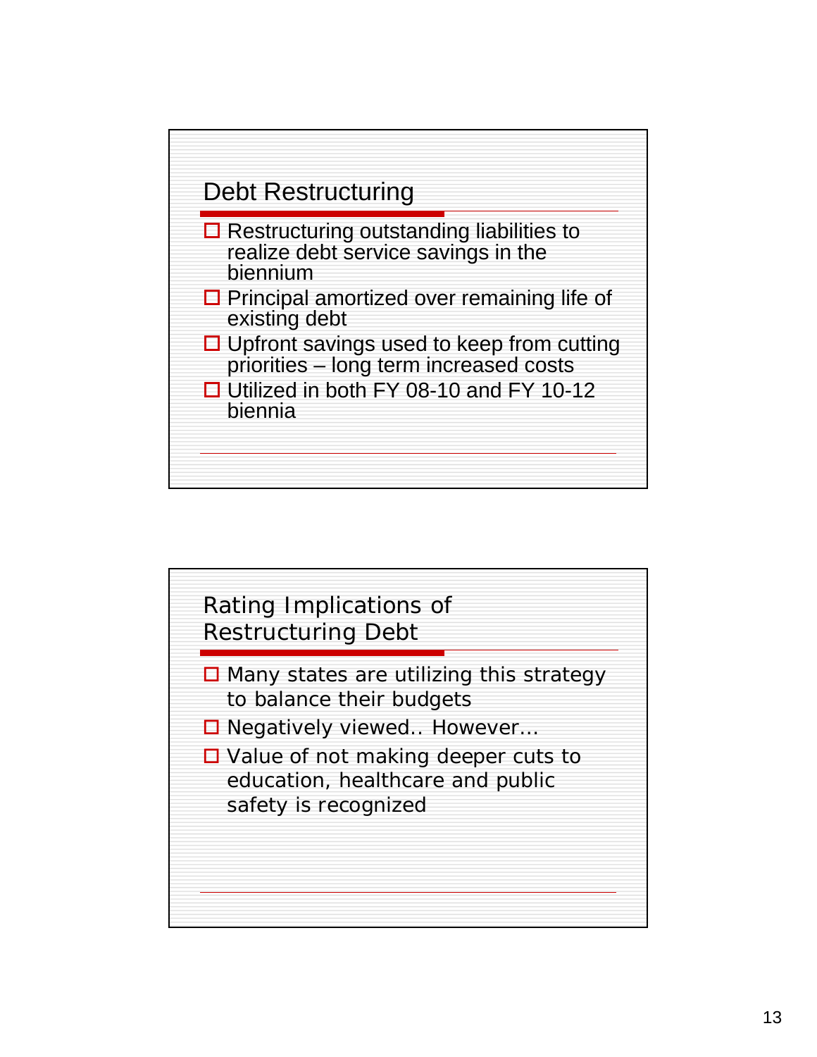## Debt Restructuring

- Restructuring outstanding liabilities to realize debt service savings in the biennium
- Principal amortized over remaining life of existing debt
- Upfront savings used to keep from cutting priorities – long term increased costs
- Utilized in both FY 08-10 and FY 10-12 biennia

## Rating Implications of Restructuring Debt

- Many states are utilizing this strategy to balance their budgets
- Negatively viewed.. However…
- Value of not making deeper cuts to education, healthcare and public safety is recognized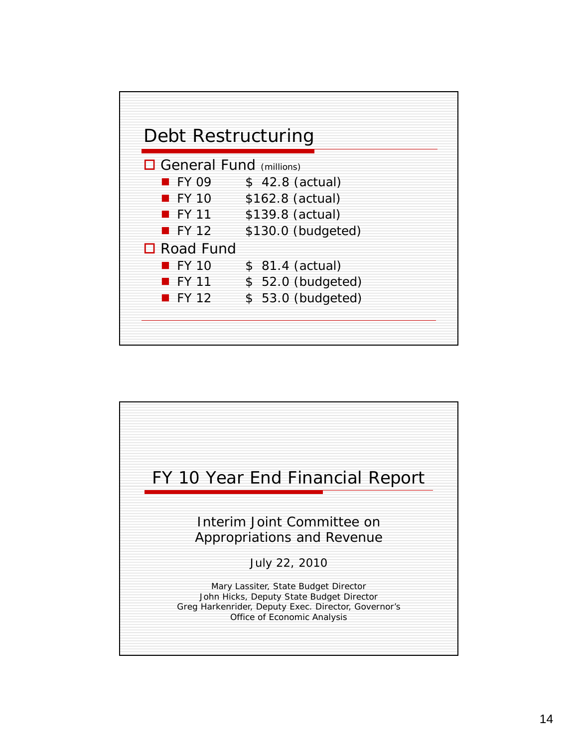## Debt Restructuring

- General Fund (millions)
  - FY 09 $ 42.8 (actual)
  - FY 10 $162.8 (actual)
  - FY 11 $139.8 (actual)
  - FY 12 $130.0 (budgeted)
- Road Fund
  - FY 10 $ 81.4 (actual)
  - FY 11 $ 52.0 (budgeted)
  - FY 12 $ 53.0 (budgeted)

## FY 10 Year End Financial Report

Interim Joint Committee on Appropriations and Revenue

July 22, 2010

Mary Lassiter, State Budget Director
John Hicks, Deputy State Budget Director
Greg Harkenrider, Deputy Exec. Director, Governor's Office of Economic Analysis